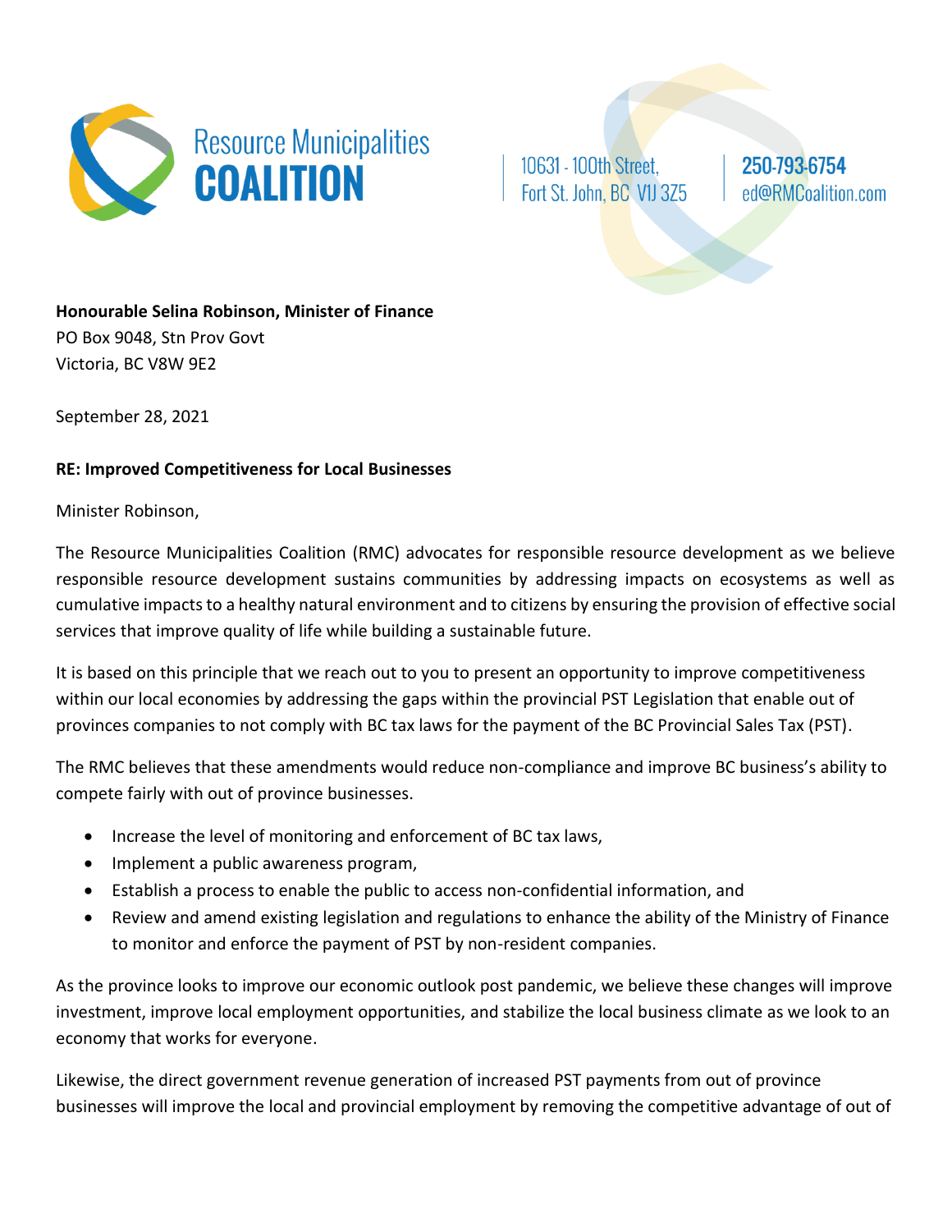Resource Municipalities **COALITION**

10631 - 100th Street,
Fort St. John, BC V1J 3Z5

**250-793-6754**
ed@RMCoalition.com

**Honourable Selina Robinson, Minister of Finance**
PO Box 9048, Stn Prov Govt
Victoria, BC V8W 9E2

September 28, 2021

**RE: Improved Competitiveness for Local Businesses**

Minister Robinson,

The Resource Municipalities Coalition (RMC) advocates for responsible resource development as we believe responsible resource development sustains communities by addressing impacts on ecosystems as well as cumulative impacts to a healthy natural environment and to citizens by ensuring the provision of effective social services that improve quality of life while building a sustainable future.

It is based on this principle that we reach out to you to present an opportunity to improve competitiveness within our local economies by addressing the gaps within the provincial PST Legislation that enable out of provinces companies to not comply with BC tax laws for the payment of the BC Provincial Sales Tax (PST).

The RMC believes that these amendments would reduce non-compliance and improve BC business's ability to compete fairly with out of province businesses.

- Increase the level of monitoring and enforcement of BC tax laws,
- Implement a public awareness program,
- Establish a process to enable the public to access non-confidential information, and
- Review and amend existing legislation and regulations to enhance the ability of the Ministry of Finance to monitor and enforce the payment of PST by non-resident companies.

As the province looks to improve our economic outlook post pandemic, we believe these changes will improve investment, improve local employment opportunities, and stabilize the local business climate as we look to an economy that works for everyone.

Likewise, the direct government revenue generation of increased PST payments from out of province businesses will improve the local and provincial employment by removing the competitive advantage of out of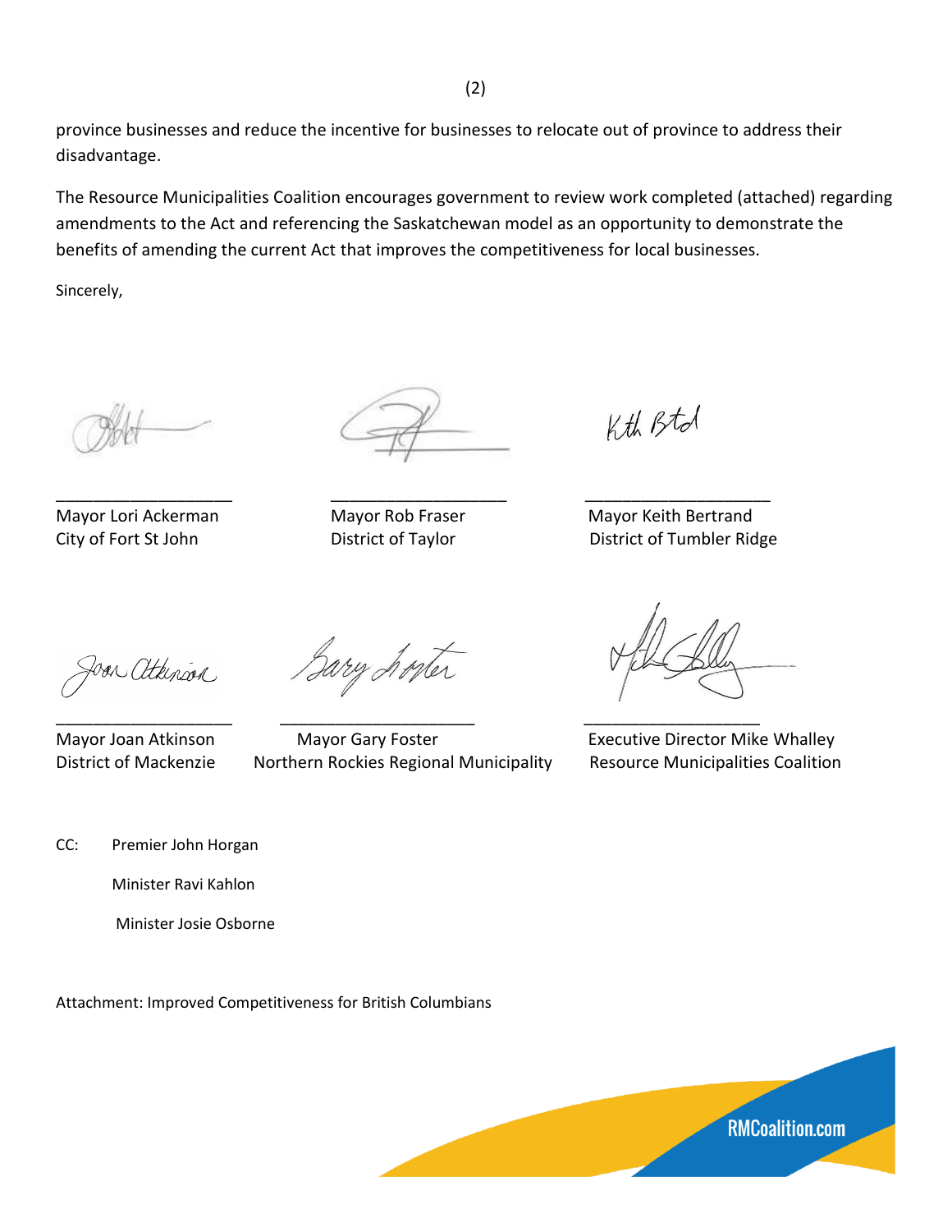province businesses and reduce the incentive for businesses to relocate out of province to address their disadvantage.

The Resource Municipalities Coalition encourages government to review work completed (attached) regarding amendments to the Act and referencing the Saskatchewan model as an opportunity to demonstrate the benefits of amending the current Act that improves the competitiveness for local businesses.

Sincerely,

Mayor Lori Ackerman
City of Fort St John

Mayor Rob Fraser
District of Taylor

Mayor Keith Bertrand
District of Tumbler Ridge

Mayor Joan Atkinson
District of Mackenzie

Mayor Gary Foster
Northern Rockies Regional Municipality

Executive Director Mike Whalley
Resource Municipalities Coalition

CC: Premier John Horgan

Minister Ravi Kahlon

Minister Josie Osborne

Attachment: Improved Competitiveness for British Columbians

RMCoalition.com